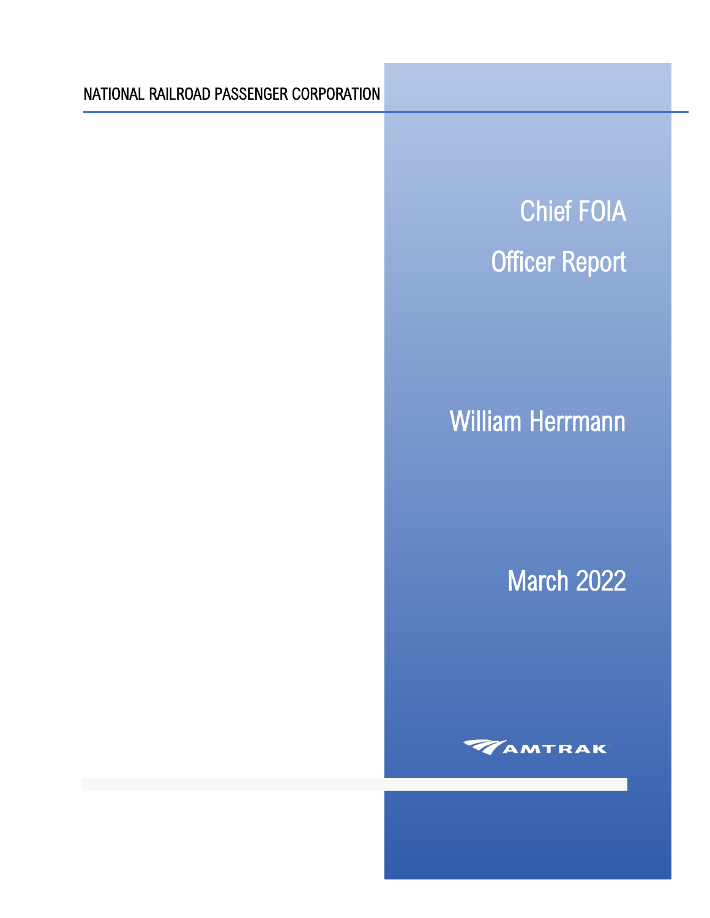NATIONAL RAILROAD PASSENGER CORPORATION

# Chief FOIA Officer Report

William Herrmann

March 2022

AMTRAK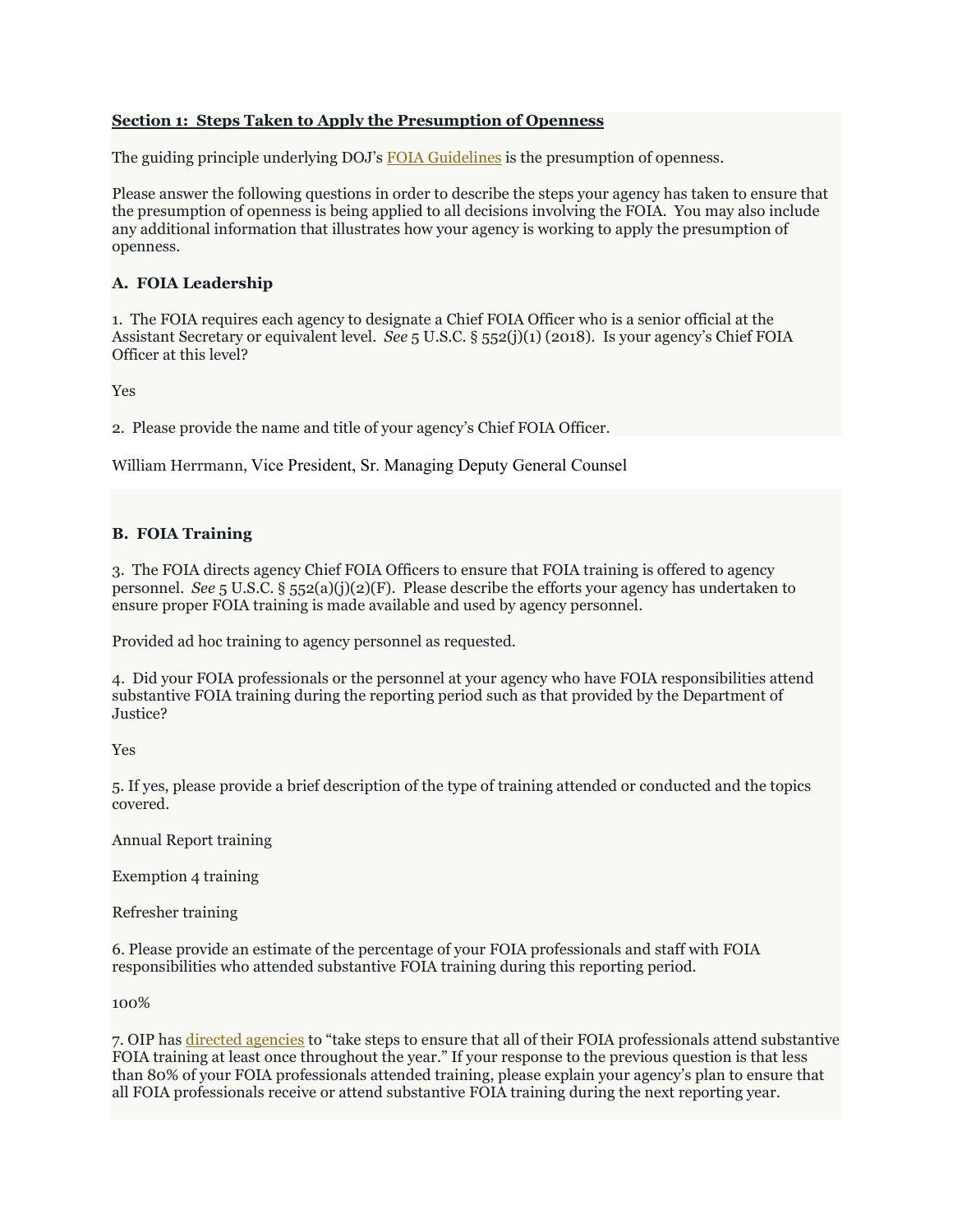**Section 1: Steps Taken to Apply the Presumption of Openness**

The guiding principle underlying DOJ's FOIA Guidelines is the presumption of openness.

Please answer the following questions in order to describe the steps your agency has taken to ensure that the presumption of openness is being applied to all decisions involving the FOIA. You may also include any additional information that illustrates how your agency is working to apply the presumption of openness.

### A. FOIA Leadership

1. The FOIA requires each agency to designate a Chief FOIA Officer who is a senior official at the Assistant Secretary or equivalent level. *See* 5 U.S.C. § 552(j)(1) (2018). Is your agency's Chief FOIA Officer at this level?

Yes

2. Please provide the name and title of your agency's Chief FOIA Officer.

William Herrmann, Vice President, Sr. Managing Deputy General Counsel

### B. FOIA Training

3. The FOIA directs agency Chief FOIA Officers to ensure that FOIA training is offered to agency personnel. *See* 5 U.S.C. § 552(a)(j)(2)(F). Please describe the efforts your agency has undertaken to ensure proper FOIA training is made available and used by agency personnel.

Provided ad hoc training to agency personnel as requested.

4. Did your FOIA professionals or the personnel at your agency who have FOIA responsibilities attend substantive FOIA training during the reporting period such as that provided by the Department of Justice?

Yes

5. If yes, please provide a brief description of the type of training attended or conducted and the topics covered.

Annual Report training

Exemption 4 training

Refresher training

6. Please provide an estimate of the percentage of your FOIA professionals and staff with FOIA responsibilities who attended substantive FOIA training during this reporting period.

100%

7. OIP has directed agencies to "take steps to ensure that all of their FOIA professionals attend substantive FOIA training at least once throughout the year." If your response to the previous question is that less than 80% of your FOIA professionals attended training, please explain your agency's plan to ensure that all FOIA professionals receive or attend substantive FOIA training during the next reporting year.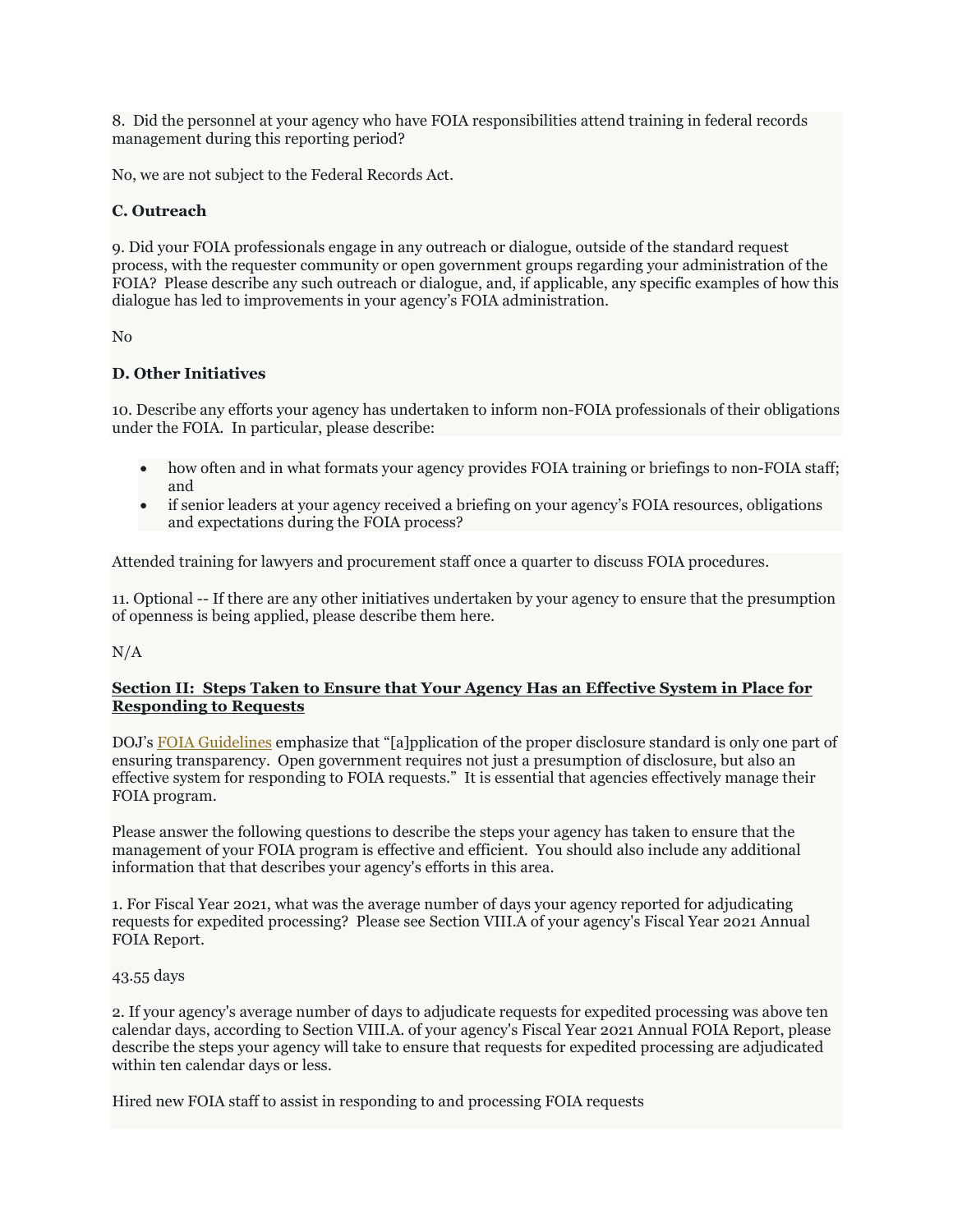8. Did the personnel at your agency who have FOIA responsibilities attend training in federal records management during this reporting period?

No, we are not subject to the Federal Records Act.

**C. Outreach**

9. Did your FOIA professionals engage in any outreach or dialogue, outside of the standard request process, with the requester community or open government groups regarding your administration of the FOIA? Please describe any such outreach or dialogue, and, if applicable, any specific examples of how this dialogue has led to improvements in your agency's FOIA administration.

No

**D. Other Initiatives**

10. Describe any efforts your agency has undertaken to inform non-FOIA professionals of their obligations under the FOIA. In particular, please describe:

- how often and in what formats your agency provides FOIA training or briefings to non-FOIA staff; and
- if senior leaders at your agency received a briefing on your agency's FOIA resources, obligations and expectations during the FOIA process?

Attended training for lawyers and procurement staff once a quarter to discuss FOIA procedures.

11. Optional -- If there are any other initiatives undertaken by your agency to ensure that the presumption of openness is being applied, please describe them here.

N/A

## <u>Section II: Steps Taken to Ensure that Your Agency Has an Effective System in Place for Responding to Requests</u>

DOJ's FOIA Guidelines emphasize that "[a]pplication of the proper disclosure standard is only one part of ensuring transparency. Open government requires not just a presumption of disclosure, but also an effective system for responding to FOIA requests." It is essential that agencies effectively manage their FOIA program.

Please answer the following questions to describe the steps your agency has taken to ensure that the management of your FOIA program is effective and efficient. You should also include any additional information that that describes your agency's efforts in this area.

1. For Fiscal Year 2021, what was the average number of days your agency reported for adjudicating requests for expedited processing? Please see Section VIII.A of your agency's Fiscal Year 2021 Annual FOIA Report.

43.55 days

2. If your agency's average number of days to adjudicate requests for expedited processing was above ten calendar days, according to Section VIII.A. of your agency's Fiscal Year 2021 Annual FOIA Report, please describe the steps your agency will take to ensure that requests for expedited processing are adjudicated within ten calendar days or less.

Hired new FOIA staff to assist in responding to and processing FOIA requests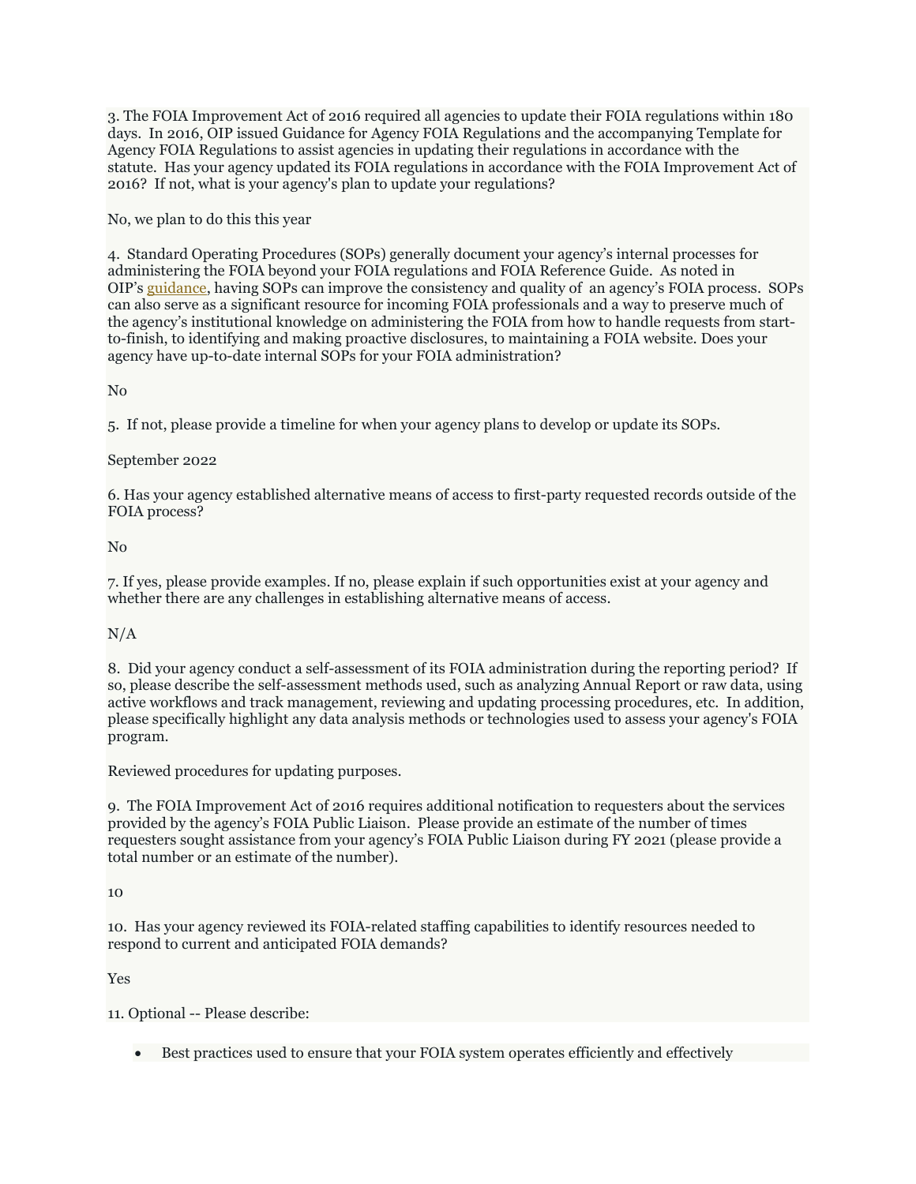3. The FOIA Improvement Act of 2016 required all agencies to update their FOIA regulations within 180 days. In 2016, OIP issued Guidance for Agency FOIA Regulations and the accompanying Template for Agency FOIA Regulations to assist agencies in updating their regulations in accordance with the statute. Has your agency updated its FOIA regulations in accordance with the FOIA Improvement Act of 2016? If not, what is your agency's plan to update your regulations?

No, we plan to do this this year

4. Standard Operating Procedures (SOPs) generally document your agency's internal processes for administering the FOIA beyond your FOIA regulations and FOIA Reference Guide. As noted in OIP's guidance, having SOPs can improve the consistency and quality of an agency's FOIA process. SOPs can also serve as a significant resource for incoming FOIA professionals and a way to preserve much of the agency's institutional knowledge on administering the FOIA from how to handle requests from start-to-finish, to identifying and making proactive disclosures, to maintaining a FOIA website. Does your agency have up-to-date internal SOPs for your FOIA administration?

No

5. If not, please provide a timeline for when your agency plans to develop or update its SOPs.

September 2022

6. Has your agency established alternative means of access to first-party requested records outside of the FOIA process?

No

7. If yes, please provide examples. If no, please explain if such opportunities exist at your agency and whether there are any challenges in establishing alternative means of access.

N/A

8. Did your agency conduct a self-assessment of its FOIA administration during the reporting period? If so, please describe the self-assessment methods used, such as analyzing Annual Report or raw data, using active workflows and track management, reviewing and updating processing procedures, etc. In addition, please specifically highlight any data analysis methods or technologies used to assess your agency's FOIA program.

Reviewed procedures for updating purposes.

9. The FOIA Improvement Act of 2016 requires additional notification to requesters about the services provided by the agency's FOIA Public Liaison. Please provide an estimate of the number of times requesters sought assistance from your agency's FOIA Public Liaison during FY 2021 (please provide a total number or an estimate of the number).

10

10. Has your agency reviewed its FOIA-related staffing capabilities to identify resources needed to respond to current and anticipated FOIA demands?

Yes

11. Optional -- Please describe:

- Best practices used to ensure that your FOIA system operates efficiently and effectively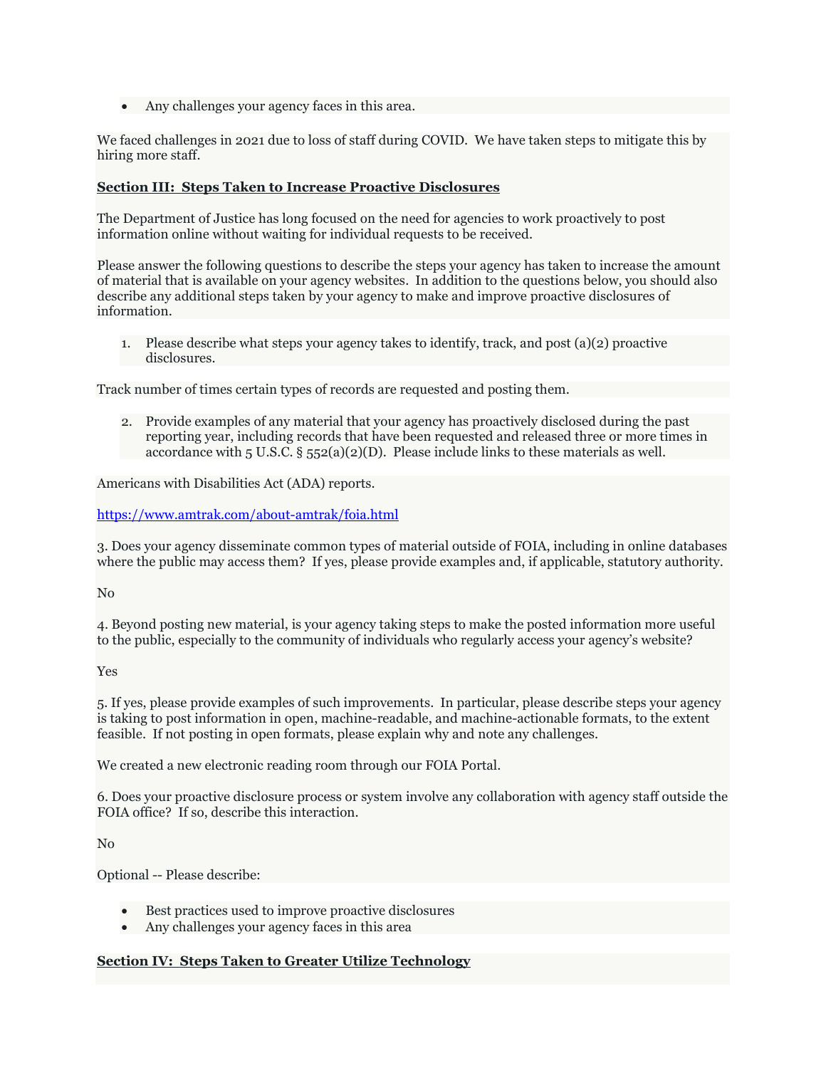- Any challenges your agency faces in this area.

We faced challenges in 2021 due to loss of staff during COVID. We have taken steps to mitigate this by hiring more staff.

## Section III: Steps Taken to Increase Proactive Disclosures

The Department of Justice has long focused on the need for agencies to work proactively to post information online without waiting for individual requests to be received.

Please answer the following questions to describe the steps your agency has taken to increase the amount of material that is available on your agency websites. In addition to the questions below, you should also describe any additional steps taken by your agency to make and improve proactive disclosures of information.

1. Please describe what steps your agency takes to identify, track, and post (a)(2) proactive disclosures.

Track number of times certain types of records are requested and posting them.

2. Provide examples of any material that your agency has proactively disclosed during the past reporting year, including records that have been requested and released three or more times in accordance with 5 U.S.C. § 552(a)(2)(D). Please include links to these materials as well.

Americans with Disabilities Act (ADA) reports.

https://www.amtrak.com/about-amtrak/foia.html

3. Does your agency disseminate common types of material outside of FOIA, including in online databases where the public may access them? If yes, please provide examples and, if applicable, statutory authority.

No

4. Beyond posting new material, is your agency taking steps to make the posted information more useful to the public, especially to the community of individuals who regularly access your agency's website?

Yes

5. If yes, please provide examples of such improvements. In particular, please describe steps your agency is taking to post information in open, machine-readable, and machine-actionable formats, to the extent feasible. If not posting in open formats, please explain why and note any challenges.

We created a new electronic reading room through our FOIA Portal.

6. Does your proactive disclosure process or system involve any collaboration with agency staff outside the FOIA office? If so, describe this interaction.

No

Optional -- Please describe:

- Best practices used to improve proactive disclosures
- Any challenges your agency faces in this area

## Section IV: Steps Taken to Greater Utilize Technology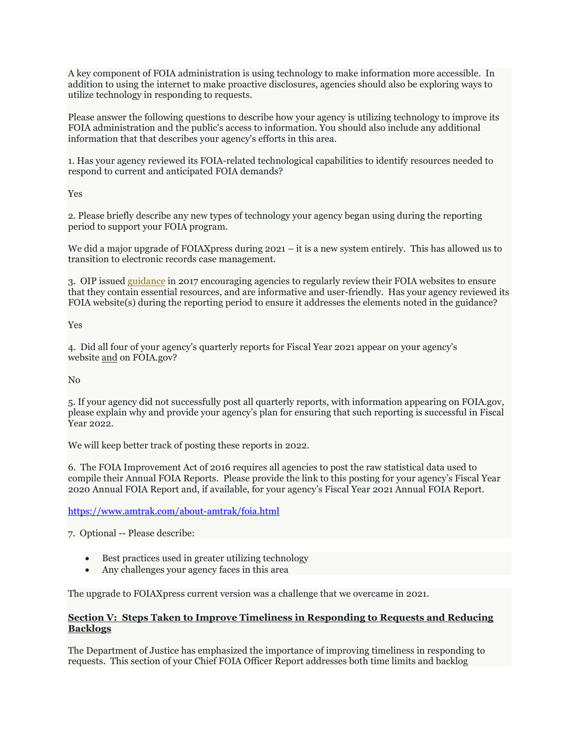A key component of FOIA administration is using technology to make information more accessible. In addition to using the internet to make proactive disclosures, agencies should also be exploring ways to utilize technology in responding to requests.

Please answer the following questions to describe how your agency is utilizing technology to improve its FOIA administration and the public's access to information. You should also include any additional information that that describes your agency's efforts in this area.

1. Has your agency reviewed its FOIA-related technological capabilities to identify resources needed to respond to current and anticipated FOIA demands?

Yes

2. Please briefly describe any new types of technology your agency began using during the reporting period to support your FOIA program.

We did a major upgrade of FOIAXpress during 2021 – it is a new system entirely. This has allowed us to transition to electronic records case management.

3. OIP issued guidance in 2017 encouraging agencies to regularly review their FOIA websites to ensure that they contain essential resources, and are informative and user-friendly. Has your agency reviewed its FOIA website(s) during the reporting period to ensure it addresses the elements noted in the guidance?

Yes

4. Did all four of your agency's quarterly reports for Fiscal Year 2021 appear on your agency's website and on FOIA.gov?

No

5. If your agency did not successfully post all quarterly reports, with information appearing on FOIA.gov, please explain why and provide your agency's plan for ensuring that such reporting is successful in Fiscal Year 2022.

We will keep better track of posting these reports in 2022.

6. The FOIA Improvement Act of 2016 requires all agencies to post the raw statistical data used to compile their Annual FOIA Reports. Please provide the link to this posting for your agency's Fiscal Year 2020 Annual FOIA Report and, if available, for your agency's Fiscal Year 2021 Annual FOIA Report.

https://www.amtrak.com/about-amtrak/foia.html

7. Optional -- Please describe:

- Best practices used in greater utilizing technology
- Any challenges your agency faces in this area

The upgrade to FOIAXpress current version was a challenge that we overcame in 2021.

## Section V: Steps Taken to Improve Timeliness in Responding to Requests and Reducing Backlogs

The Department of Justice has emphasized the importance of improving timeliness in responding to requests. This section of your Chief FOIA Officer Report addresses both time limits and backlog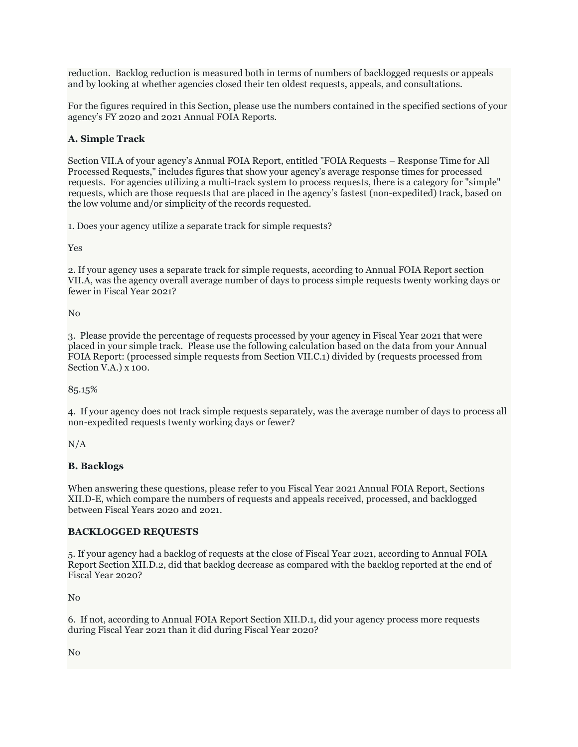reduction. Backlog reduction is measured both in terms of numbers of backlogged requests or appeals and by looking at whether agencies closed their ten oldest requests, appeals, and consultations.

For the figures required in this Section, please use the numbers contained in the specified sections of your agency's FY 2020 and 2021 Annual FOIA Reports.

**A. Simple Track**

Section VII.A of your agency's Annual FOIA Report, entitled "FOIA Requests – Response Time for All Processed Requests," includes figures that show your agency's average response times for processed requests. For agencies utilizing a multi-track system to process requests, there is a category for "simple" requests, which are those requests that are placed in the agency's fastest (non-expedited) track, based on the low volume and/or simplicity of the records requested.

1. Does your agency utilize a separate track for simple requests?

Yes

2. If your agency uses a separate track for simple requests, according to Annual FOIA Report section VII.A, was the agency overall average number of days to process simple requests twenty working days or fewer in Fiscal Year 2021?

No

3. Please provide the percentage of requests processed by your agency in Fiscal Year 2021 that were placed in your simple track. Please use the following calculation based on the data from your Annual FOIA Report: (processed simple requests from Section VII.C.1) divided by (requests processed from Section V.A.) x 100.

85.15%

4. If your agency does not track simple requests separately, was the average number of days to process all non-expedited requests twenty working days or fewer?

N/A

**B. Backlogs**

When answering these questions, please refer to you Fiscal Year 2021 Annual FOIA Report, Sections XII.D-E, which compare the numbers of requests and appeals received, processed, and backlogged between Fiscal Years 2020 and 2021.

**BACKLOGGED REQUESTS**

5. If your agency had a backlog of requests at the close of Fiscal Year 2021, according to Annual FOIA Report Section XII.D.2, did that backlog decrease as compared with the backlog reported at the end of Fiscal Year 2020?

No

6. If not, according to Annual FOIA Report Section XII.D.1, did your agency process more requests during Fiscal Year 2021 than it did during Fiscal Year 2020?

No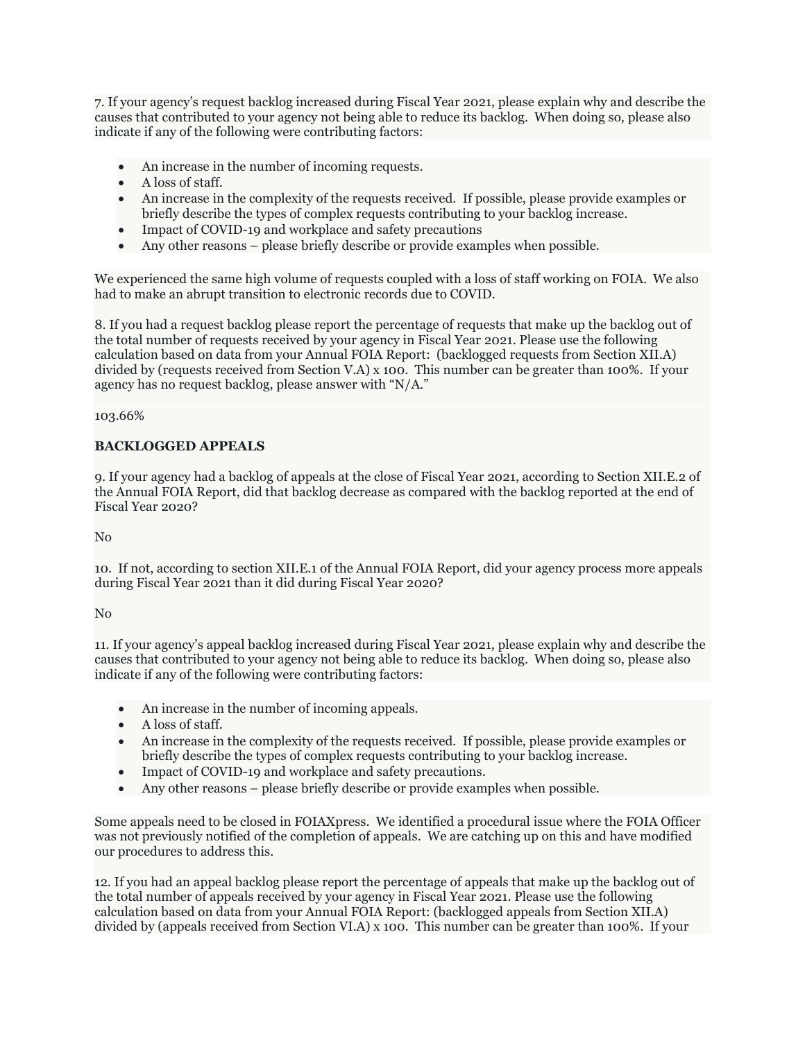7. If your agency's request backlog increased during Fiscal Year 2021, please explain why and describe the causes that contributed to your agency not being able to reduce its backlog. When doing so, please also indicate if any of the following were contributing factors:

- An increase in the number of incoming requests.
- A loss of staff.
- An increase in the complexity of the requests received. If possible, please provide examples or briefly describe the types of complex requests contributing to your backlog increase.
- Impact of COVID-19 and workplace and safety precautions
- Any other reasons – please briefly describe or provide examples when possible.

We experienced the same high volume of requests coupled with a loss of staff working on FOIA. We also had to make an abrupt transition to electronic records due to COVID.

8. If you had a request backlog please report the percentage of requests that make up the backlog out of the total number of requests received by your agency in Fiscal Year 2021. Please use the following calculation based on data from your Annual FOIA Report: (backlogged requests from Section XII.A) divided by (requests received from Section V.A) x 100. This number can be greater than 100%. If your agency has no request backlog, please answer with "N/A."

103.66%

**BACKLOGGED APPEALS**

9. If your agency had a backlog of appeals at the close of Fiscal Year 2021, according to Section XII.E.2 of the Annual FOIA Report, did that backlog decrease as compared with the backlog reported at the end of Fiscal Year 2020?

No

10. If not, according to section XII.E.1 of the Annual FOIA Report, did your agency process more appeals during Fiscal Year 2021 than it did during Fiscal Year 2020?

No

11. If your agency's appeal backlog increased during Fiscal Year 2021, please explain why and describe the causes that contributed to your agency not being able to reduce its backlog. When doing so, please also indicate if any of the following were contributing factors:

- An increase in the number of incoming appeals.
- A loss of staff.
- An increase in the complexity of the requests received. If possible, please provide examples or briefly describe the types of complex requests contributing to your backlog increase.
- Impact of COVID-19 and workplace and safety precautions.
- Any other reasons – please briefly describe or provide examples when possible.

Some appeals need to be closed in FOIAXpress. We identified a procedural issue where the FOIA Officer was not previously notified of the completion of appeals. We are catching up on this and have modified our procedures to address this.

12. If you had an appeal backlog please report the percentage of appeals that make up the backlog out of the total number of appeals received by your agency in Fiscal Year 2021. Please use the following calculation based on data from your Annual FOIA Report: (backlogged appeals from Section XII.A) divided by (appeals received from Section VI.A) x 100. This number can be greater than 100%. If your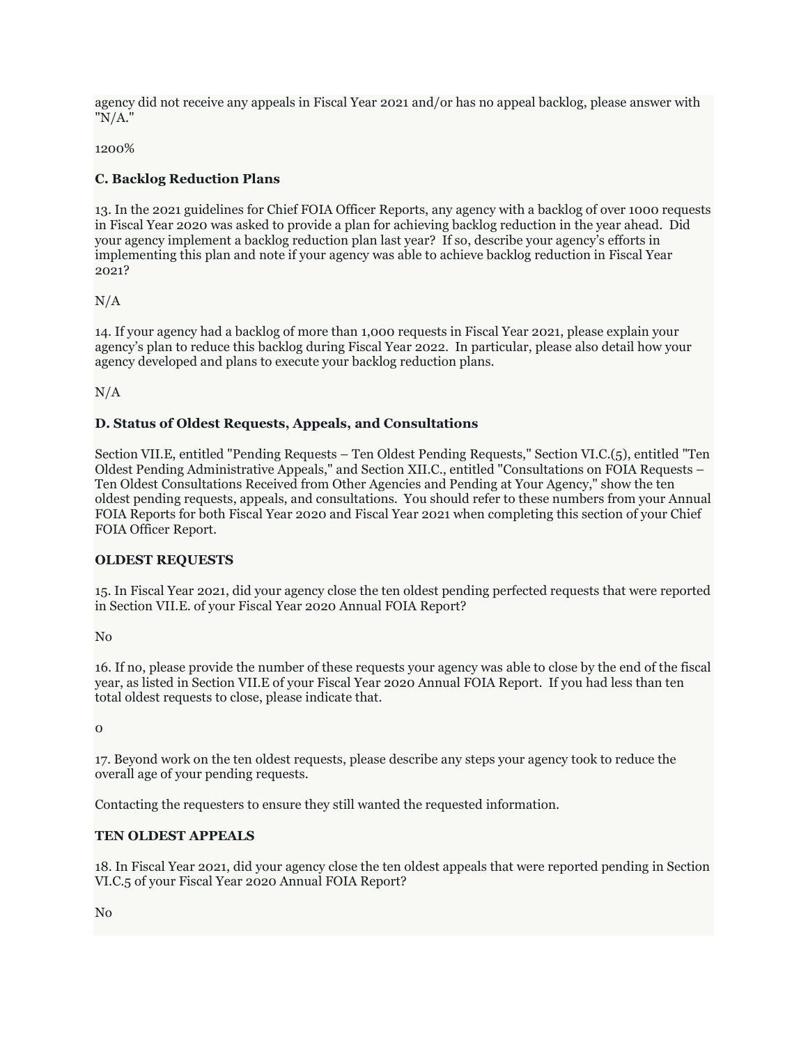agency did not receive any appeals in Fiscal Year 2021 and/or has no appeal backlog, please answer with "N/A."

1200%

### C. Backlog Reduction Plans

13. In the 2021 guidelines for Chief FOIA Officer Reports, any agency with a backlog of over 1000 requests in Fiscal Year 2020 was asked to provide a plan for achieving backlog reduction in the year ahead. Did your agency implement a backlog reduction plan last year? If so, describe your agency's efforts in implementing this plan and note if your agency was able to achieve backlog reduction in Fiscal Year 2021?

N/A

14. If your agency had a backlog of more than 1,000 requests in Fiscal Year 2021, please explain your agency's plan to reduce this backlog during Fiscal Year 2022. In particular, please also detail how your agency developed and plans to execute your backlog reduction plans.

N/A

### D. Status of Oldest Requests, Appeals, and Consultations

Section VII.E, entitled "Pending Requests – Ten Oldest Pending Requests," Section VI.C.(5), entitled "Ten Oldest Pending Administrative Appeals," and Section XII.C., entitled "Consultations on FOIA Requests – Ten Oldest Consultations Received from Other Agencies and Pending at Your Agency," show the ten oldest pending requests, appeals, and consultations. You should refer to these numbers from your Annual FOIA Reports for both Fiscal Year 2020 and Fiscal Year 2021 when completing this section of your Chief FOIA Officer Report.

**OLDEST REQUESTS**

15. In Fiscal Year 2021, did your agency close the ten oldest pending perfected requests that were reported in Section VII.E. of your Fiscal Year 2020 Annual FOIA Report?

No

16. If no, please provide the number of these requests your agency was able to close by the end of the fiscal year, as listed in Section VII.E of your Fiscal Year 2020 Annual FOIA Report. If you had less than ten total oldest requests to close, please indicate that.

0

17. Beyond work on the ten oldest requests, please describe any steps your agency took to reduce the overall age of your pending requests.

Contacting the requesters to ensure they still wanted the requested information.

**TEN OLDEST APPEALS**

18. In Fiscal Year 2021, did your agency close the ten oldest appeals that were reported pending in Section VI.C.5 of your Fiscal Year 2020 Annual FOIA Report?

No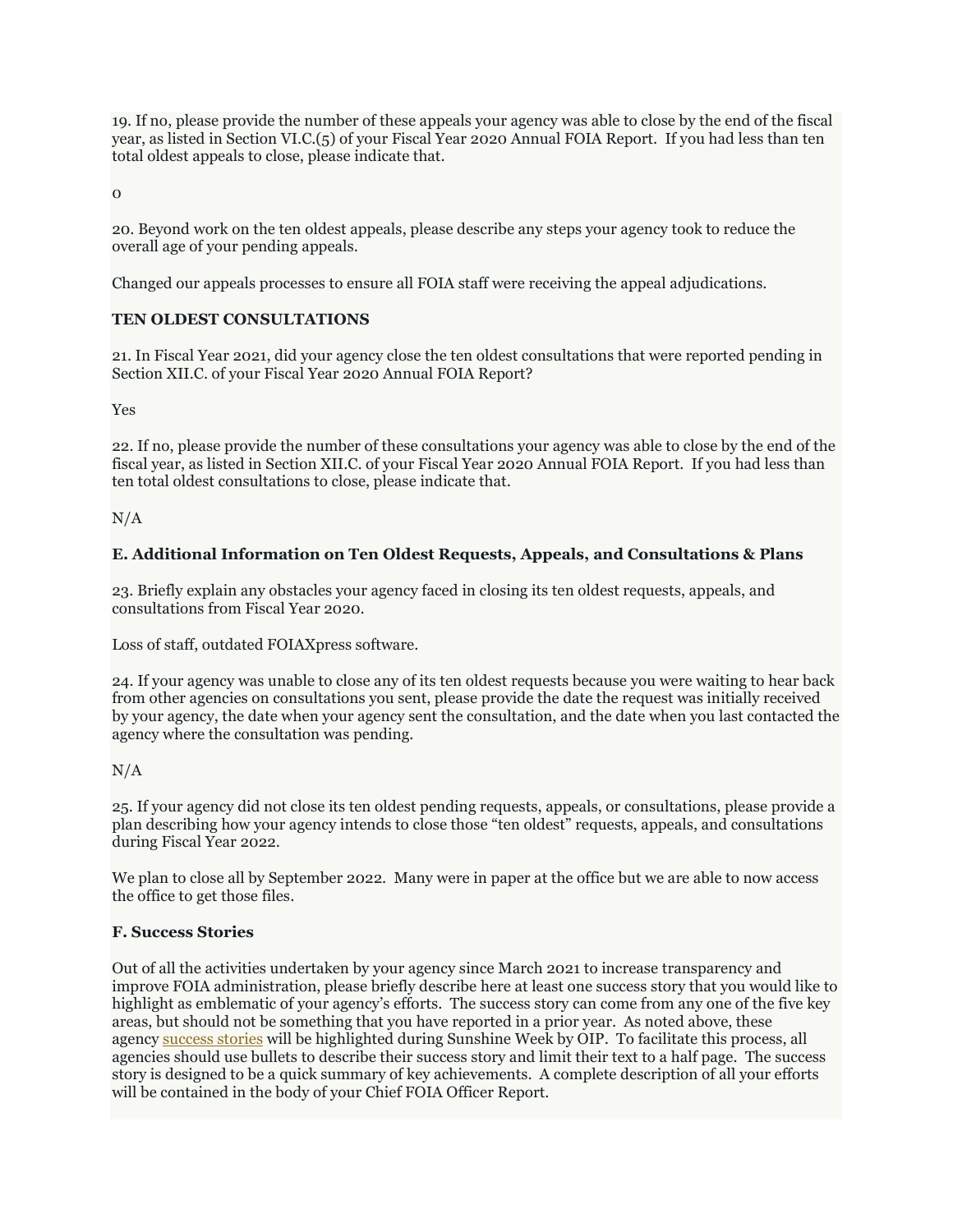19. If no, please provide the number of these appeals your agency was able to close by the end of the fiscal year, as listed in Section VI.C.(5) of your Fiscal Year 2020 Annual FOIA Report. If you had less than ten total oldest appeals to close, please indicate that.

0

20. Beyond work on the ten oldest appeals, please describe any steps your agency took to reduce the overall age of your pending appeals.

Changed our appeals processes to ensure all FOIA staff were receiving the appeal adjudications.

**TEN OLDEST CONSULTATIONS**

21. In Fiscal Year 2021, did your agency close the ten oldest consultations that were reported pending in Section XII.C. of your Fiscal Year 2020 Annual FOIA Report?

Yes

22. If no, please provide the number of these consultations your agency was able to close by the end of the fiscal year, as listed in Section XII.C. of your Fiscal Year 2020 Annual FOIA Report. If you had less than ten total oldest consultations to close, please indicate that.

N/A

**E. Additional Information on Ten Oldest Requests, Appeals, and Consultations & Plans**

23. Briefly explain any obstacles your agency faced in closing its ten oldest requests, appeals, and consultations from Fiscal Year 2020.

Loss of staff, outdated FOIAXpress software.

24. If your agency was unable to close any of its ten oldest requests because you were waiting to hear back from other agencies on consultations you sent, please provide the date the request was initially received by your agency, the date when your agency sent the consultation, and the date when you last contacted the agency where the consultation was pending.

N/A

25. If your agency did not close its ten oldest pending requests, appeals, or consultations, please provide a plan describing how your agency intends to close those "ten oldest" requests, appeals, and consultations during Fiscal Year 2022.

We plan to close all by September 2022. Many were in paper at the office but we are able to now access the office to get those files.

**F. Success Stories**

Out of all the activities undertaken by your agency since March 2021 to increase transparency and improve FOIA administration, please briefly describe here at least one success story that you would like to highlight as emblematic of your agency's efforts. The success story can come from any one of the five key areas, but should not be something that you have reported in a prior year. As noted above, these agency success stories will be highlighted during Sunshine Week by OIP. To facilitate this process, all agencies should use bullets to describe their success story and limit their text to a half page. The success story is designed to be a quick summary of key achievements. A complete description of all your efforts will be contained in the body of your Chief FOIA Officer Report.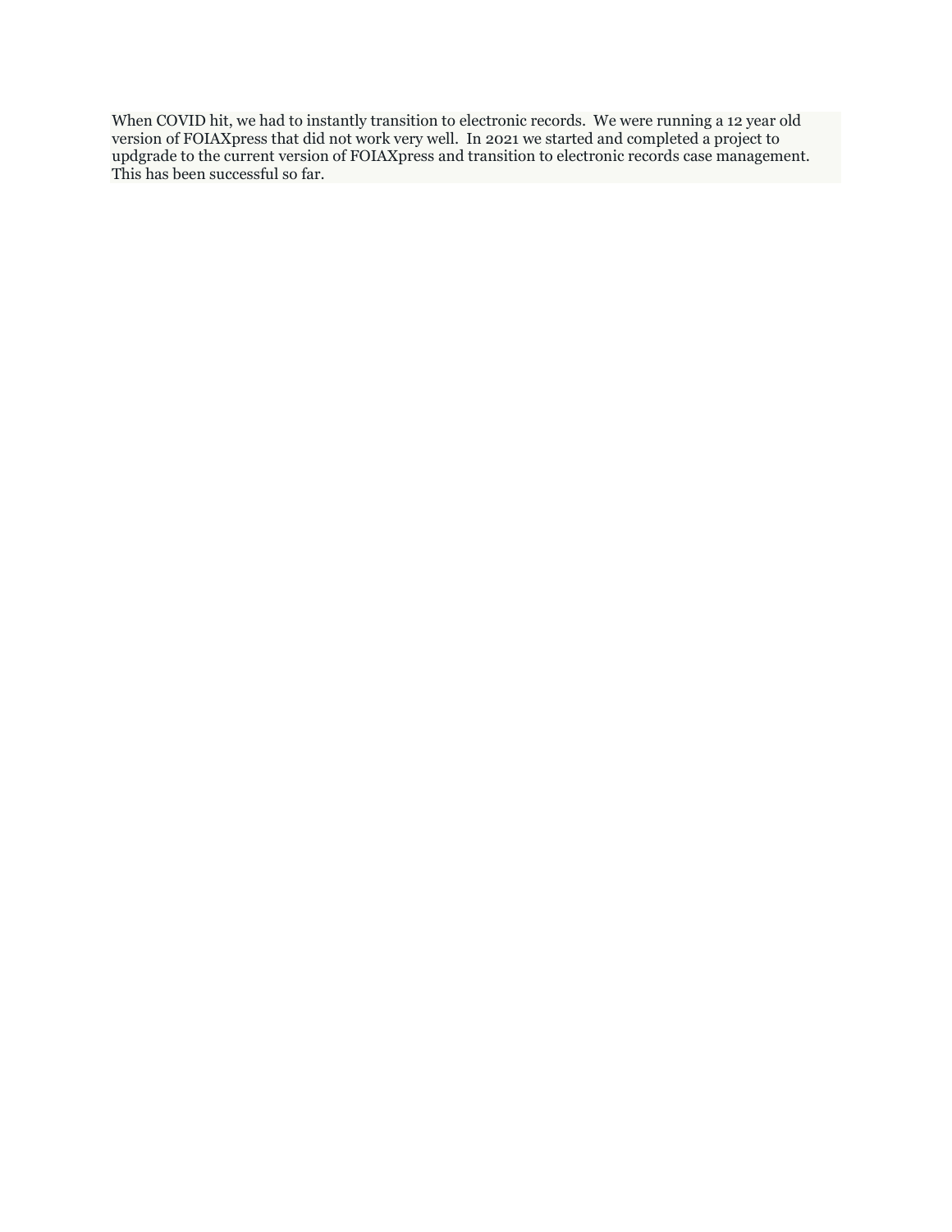When COVID hit, we had to instantly transition to electronic records. We were running a 12 year old version of FOIAXpress that did not work very well. In 2021 we started and completed a project to updgrade to the current version of FOIAXpress and transition to electronic records case management. This has been successful so far.